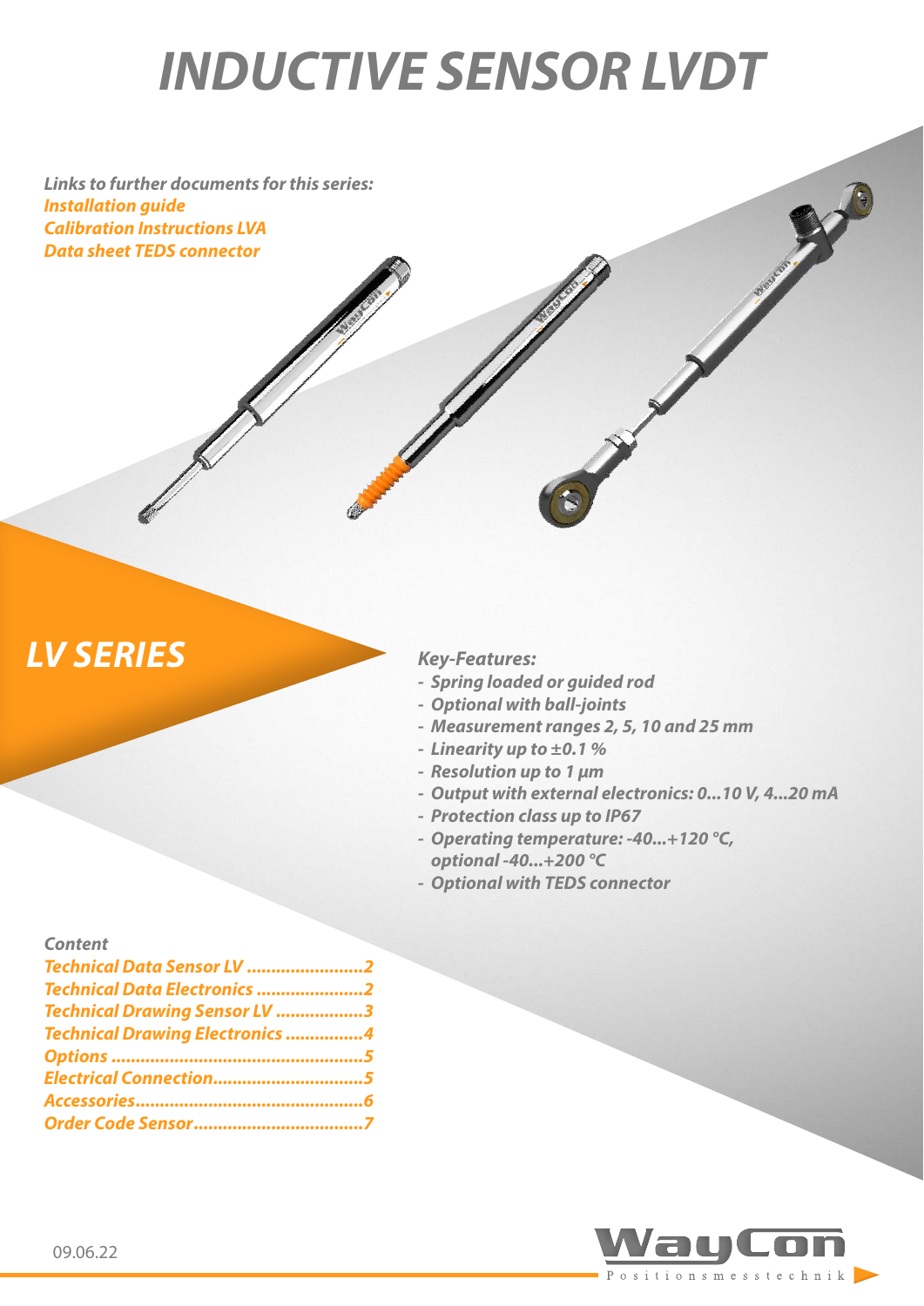# INDUCTIVE SENSOR LVDT

*Links to further documents for this series:*
*Installation guide*
*Calibration Instructions LVA*
*Data sheet TEDS connector*

## LV SERIES

*Key-Features:*

- *Spring loaded or guided rod*
- *Optional with ball-joints*
- *Measurement ranges 2, 5, 10 and 25 mm*
- *Linearity up to ±0.1 %*
- *Resolution up to 1 µm*
- *Output with external electronics: 0...10 V, 4...20 mA*
- *Protection class up to IP67*
- *Operating temperature: -40...+120 °C, optional -40...+200 °C*
- *Optional with TEDS connector*

*Content*

*Technical Data Sensor LV ........................2*
*Technical Data Electronics ......................2*
*Technical Drawing Sensor LV ..................3*
*Technical Drawing Electronics ................4*
*Options ....................................................5*
*Electrical Connection...............................5*
*Accessories...............................................6*
*Order Code Sensor...................................7*

09.06.22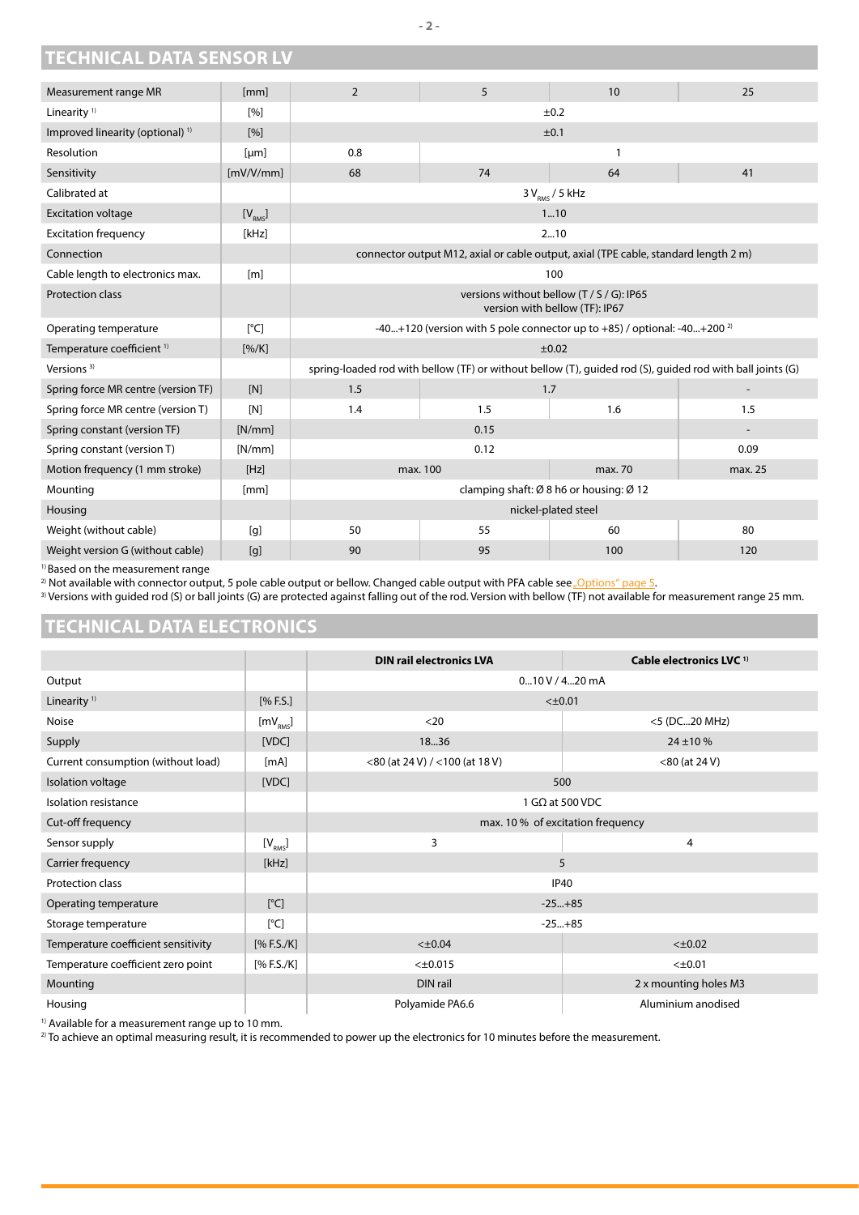## TECHNICAL DATA SENSOR LV

| Measurement range MR | [mm] | 2 | 5 | 10 | 25 |
|---|---|---|---|---|---|
| Linearity [1] | [%] | ±0.2 | | | |
| Improved linearity (optional) [1] | [%] | ±0.1 | | | |
| Resolution | [µm] | 0.8 | 1 | | |
| Sensitivity | [mV/V/mm] | 68 | 74 | 64 | 41 |
| Calibrated at | | $3\ V_{RMS}$ / 5 kHz | | | |
| Excitation voltage | [$V_{RMS}$] | 1...10 | | | |
| Excitation frequency | [kHz] | 2...10 | | | |
| Connection | | connector output M12, axial or cable output, axial (TPE cable, standard length 2 m) | | | |
| Cable length to electronics max. | [m] | 100 | | | |
| Protection class | | versions without bellow (T / S / G): IP65<br>version with bellow (TF): IP67 | | | |
| Operating temperature | [°C] | -40...+120 (version with 5 pole connector up to +85) / optional: -40...+200 [2] | | | |
| Temperature coefficient [1] | [%/K] | ±0.02 | | | |
| Versions [3] | | spring-loaded rod with bellow (TF) or without bellow (T), guided rod (S), guided rod with ball joints (G) | | | |
| Spring force MR centre (version TF) | [N] | 1.5 | 1.7 | | - |
| Spring force MR centre (version T) | [N] | 1.4 | 1.5 | 1.6 | 1.5 |
| Spring constant (version TF) | [N/mm] | 0.15 | | | - |
| Spring constant (version T) | [N/mm] | 0.12 | | | 0.09 |
| Motion frequency (1 mm stroke) | [Hz] | max. 100 | | max. 70 | max. 25 |
| Mounting | [mm] | clamping shaft: Ø 8 h6 or housing: Ø 12 | | | |
| Housing | | nickel-plated steel | | | |
| Weight (without cable) | [g] | 50 | 55 | 60 | 80 |
| Weight version G (without cable) | [g] | 90 | 95 | 100 | 120 |

[1] Based on the measurement range
[2] Not available with connector output, 5 pole cable output or bellow. Changed cable output with PFA cable see „Options" page 5.
[3] Versions with guided rod (S) or ball joints (G) are protected against falling out of the rod. Version with bellow (TF) not available for measurement range 25 mm.

## TECHNICAL DATA ELECTRONICS

| | | **DIN rail electronics LVA** | **Cable electronics LVC [1]** |
|---|---|---|---|
| Output | | 0...10 V / 4...20 mA | |
| Linearity [1] | [% F.S.] | <±0.01 | |
| Noise | [$mV_{RMS}$] | <20 | <5 (DC...20 MHz) |
| Supply | [VDC] | 18...36 | 24 ±10 % |
| Current consumption (without load) | [mA] | <80 (at 24 V) / <100 (at 18 V) | <80 (at 24 V) |
| Isolation voltage | [VDC] | 500 | |
| Isolation resistance | | 1 GΩ at 500 VDC | |
| Cut-off frequency | | max. 10 % of excitation frequency | |
| Sensor supply | [$V_{RMS}$] | 3 | 4 |
| Carrier frequency | [kHz] | 5 | |
| Protection class | | IP40 | |
| Operating temperature | [°C] | -25...+85 | |
| Storage temperature | [°C] | -25...+85 | |
| Temperature coefficient sensitivity | [% F.S./K] | <±0.04 | <±0.02 |
| Temperature coefficient zero point | [% F.S./K] | <±0.015 | <±0.01 |
| Mounting | | DIN rail | 2 x mounting holes M3 |
| Housing | | Polyamide PA6.6 | Aluminium anodised |

[1] Available for a measurement range up to 10 mm.
[2] To achieve an optimal measuring result, it is recommended to power up the electronics for 10 minutes before the measurement.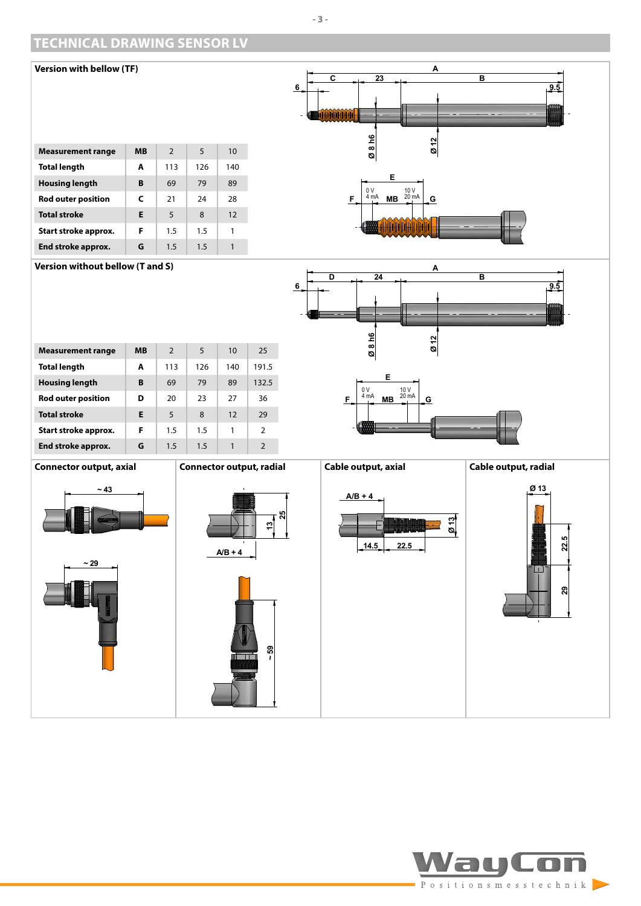## TECHNICAL DRAWING SENSOR LV

### Version with bellow (TF)

| Measurement range | MB | 2 | 5 | 10 |
|---|---|---|---|---|
| Total length | A | 113 | 126 | 140 |
| Housing length | B | 69 | 79 | 89 |
| Rod outer position | C | 21 | 24 | 28 |
| Total stroke | E | 5 | 8 | 12 |
| Start stroke approx. | F | 1.5 | 1.5 | 1 |
| End stroke approx. | G | 1.5 | 1.5 | 1 |

### Version without bellow (T and S)

| Measurement range | MB | 2 | 5 | 10 | 25 |
|---|---|---|---|---|---|
| Total length | A | 113 | 126 | 140 | 191.5 |
| Housing length | B | 69 | 79 | 89 | 132.5 |
| Rod outer position | D | 20 | 23 | 27 | 36 |
| Total stroke | E | 5 | 8 | 12 | 29 |
| Start stroke approx. | F | 1.5 | 1.5 | 1 | 2 |
| End stroke approx. | G | 1.5 | 1.5 | 1 | 2 |

### Connector output, axial

### Connector output, radial

### Cable output, axial

### Cable output, radial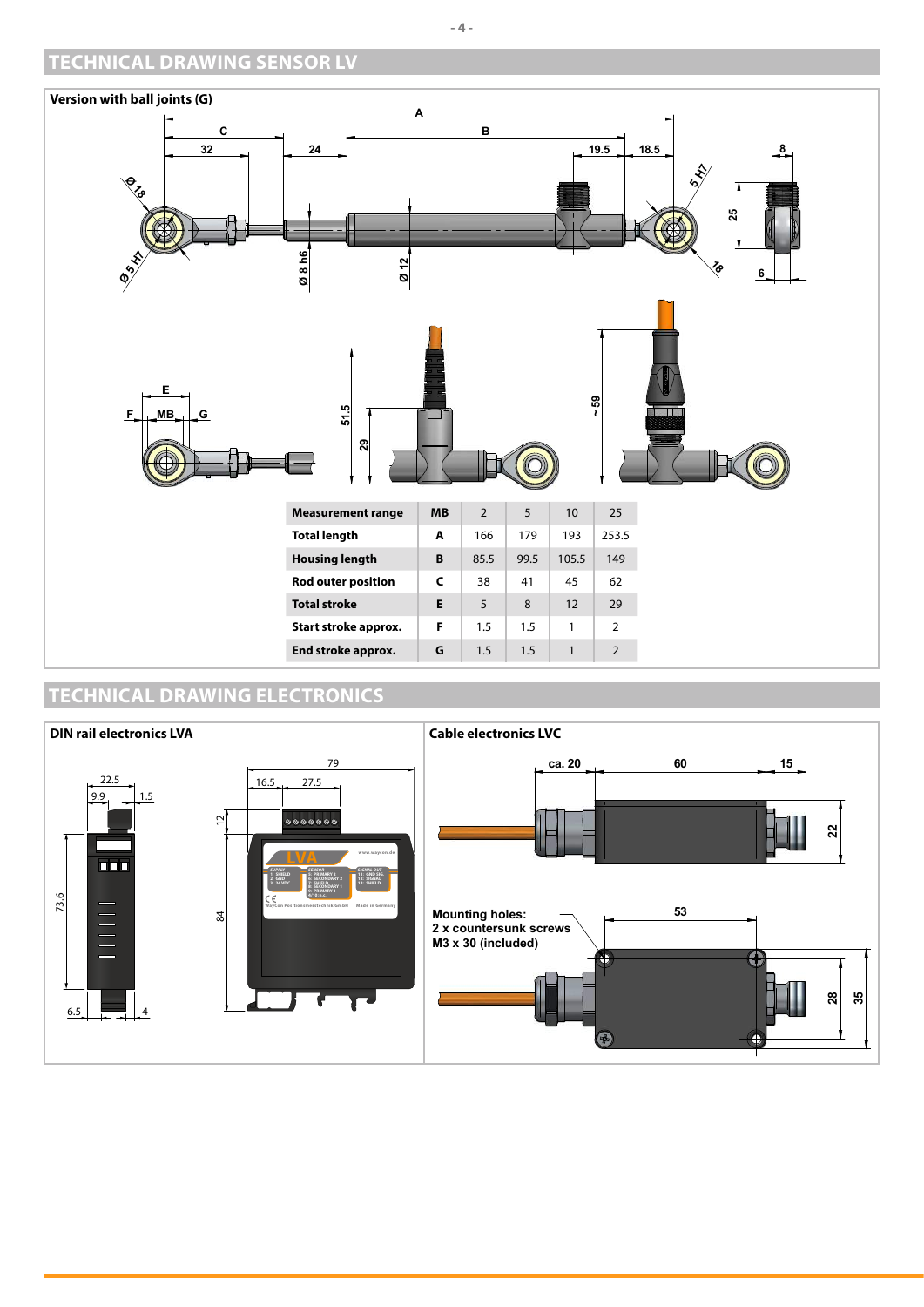## TECHNICAL DRAWING SENSOR LV

**Version with ball joints (G)**

| Measurement range | MB | 2 | 5 | 10 | 25 |
|---|---|---|---|---|---|
| Total length | A | 166 | 179 | 193 | 253.5 |
| Housing length | B | 85.5 | 99.5 | 105.5 | 149 |
| Rod outer position | C | 38 | 41 | 45 | 62 |
| Total stroke | E | 5 | 8 | 12 | 29 |
| Start stroke approx. | F | 1.5 | 1.5 | 1 | 2 |
| End stroke approx. | G | 1.5 | 1.5 | 1 | 2 |

## TECHNICAL DRAWING ELECTRONICS

**DIN rail electronics LVA**

**Cable electronics LVC**

Mounting holes:
2 x countersunk screws
M3 x 30 (included)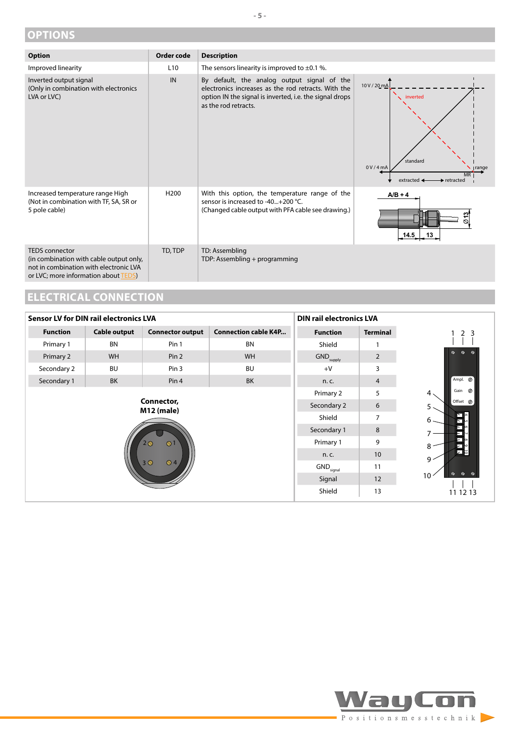## OPTIONS

| Option | Order code | Description |
|---|---|---|
| Improved linearity | L10 | The sensors linearity is improved to ±0.1 %. |
| Inverted output signal (Only in combination with electronics LVA or LVC) | IN | By default, the analog output signal of the electronics increases as the rod retracts. With the option IN the signal is inverted, i.e. the signal drops as the rod retracts. |
| Increased temperature range High (Not in combination with TF, SA, SR or 5 pole cable) | H200 | With this option, the temperature range of the sensor is increased to -40...+200 °C. (Changed cable output with PFA cable see drawing.) |
| TEDS connector (in combination with cable output only, not in combination with electronic LVA or LVC; more information about TEDS) | TD, TDP | TD: Assembling<br>TDP: Assembling + programming |

## ELECTRICAL CONNECTION

### Sensor LV for DIN rail electronics LVA

| Function | Cable output | Connector output | Connection cable K4P... |
|---|---|---|---|
| Primary 1 | BN | Pin 1 | BN |
| Primary 2 | WH | Pin 2 | WH |
| Secondary 2 | BU | Pin 3 | BU |
| Secondary 1 | BK | Pin 4 | BK |

Connector, M12 (male)

### DIN rail electronics LVA

| Function | Terminal |
|---|---|
| Shield | 1 |
| $GND_{supply}$ | 2 |
| +V | 3 |
| n. c. | 4 |
| Primary 2 | 5 |
| Secondary 2 | 6 |
| Shield | 7 |
| Secondary 1 | 8 |
| Primary 1 | 9 |
| n. c. | 10 |
| $GND_{signal}$ | 11 |
| Signal | 12 |
| Shield | 13 |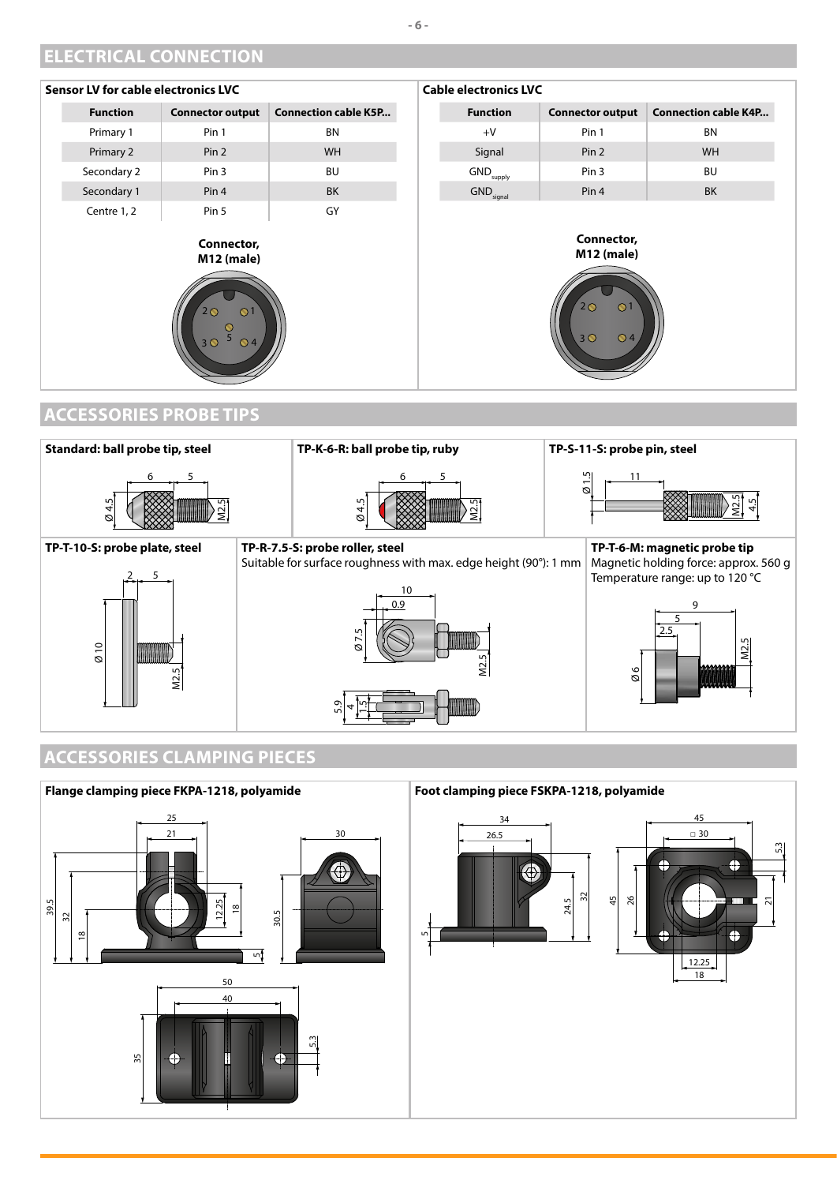## ELECTRICAL CONNECTION

### Sensor LV for cable electronics LVC

| Function | Connector output | Connection cable K5P... |
|---|---|---|
| Primary 1 | Pin 1 | BN |
| Primary 2 | Pin 2 | WH |
| Secondary 2 | Pin 3 | BU |
| Secondary 1 | Pin 4 | BK |
| Centre 1, 2 | Pin 5 | GY |

**Connector, M12 (male)**

### Cable electronics LVC

| Function | Connector output | Connection cable K4P... |
|---|---|---|
| +V | Pin 1 | BN |
| Signal | Pin 2 | WH |
| $GND_{supply}$ | Pin 3 | BU |
| $GND_{signal}$ | Pin 4 | BK |

**Connector, M12 (male)**

## ACCESSORIES PROBE TIPS

**Standard: ball probe tip, steel**

**TP-K-6-R: ball probe tip, ruby**

**TP-S-11-S: probe pin, steel**

**TP-T-10-S: probe plate, steel**

**TP-R-7.5-S: probe roller, steel**
Suitable for surface roughness with max. edge height (90°): 1 mm

**TP-T-6-M: magnetic probe tip**
Magnetic holding force: approx. 560 g
Temperature range: up to 120 °C

## ACCESSORIES CLAMPING PIECES

**Flange clamping piece FKPA-1218, polyamide**

**Foot clamping piece FSKPA-1218, polyamide**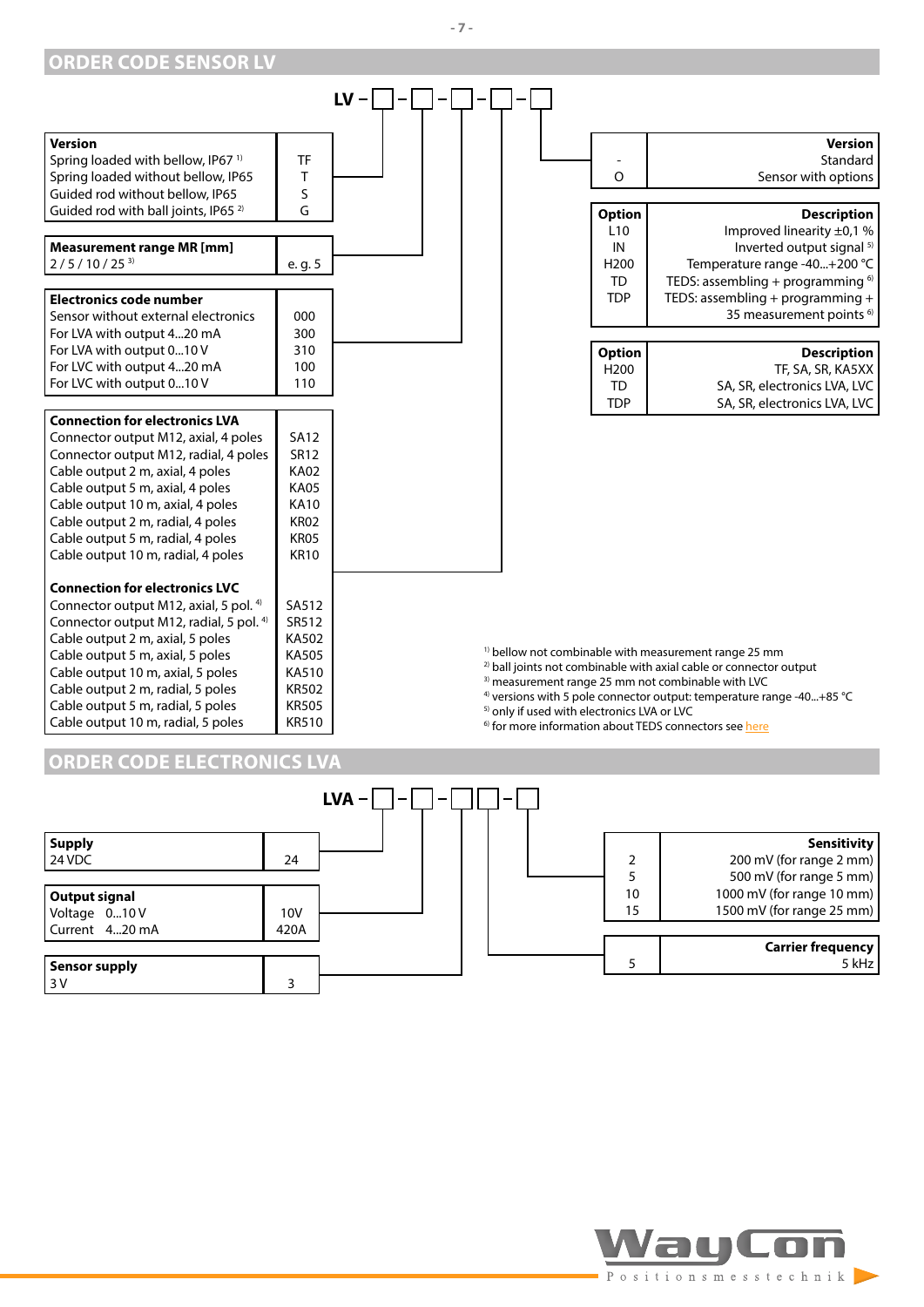## ORDER CODE SENSOR LV

LV – ☐ – ☐ – ☐ – ☐ – ☐

| Version | |
|---|---|
| Spring loaded with bellow, IP67 [1] | TF |
| Spring loaded without bellow, IP65 | T |
| Guided rod without bellow, IP65 | S |
| Guided rod with ball joints, IP65 [2] | G |

| Measurement range MR [mm] | |
|---|---|
| 2 / 5 / 10 / 25 [3] | e. g. 5 |

| Electronics code number | |
|---|---|
| Sensor without external electronics | 000 |
| For LVA with output 4...20 mA | 300 |
| For LVA with output 0...10 V | 310 |
| For LVC with output 4...20 mA | 100 |
| For LVC with output 0...10 V | 110 |

| Connection for electronics LVA | |
|---|---|
| Connector output M12, axial, 4 poles | SA12 |
| Connector output M12, radial, 4 poles | SR12 |
| Cable output 2 m, axial, 4 poles | KA02 |
| Cable output 5 m, axial, 4 poles | KA05 |
| Cable output 10 m, axial, 4 poles | KA10 |
| Cable output 2 m, radial, 4 poles | KR02 |
| Cable output 5 m, radial, 4 poles | KR05 |
| Cable output 10 m, radial, 4 poles | KR10 |
| **Connection for electronics LVC** | |
| Connector output M12, axial, 5 pol. [4] | SA512 |
| Connector output M12, radial, 5 pol. [4] | SR512 |
| Cable output 2 m, axial, 5 poles | KA502 |
| Cable output 5 m, axial, 5 poles | KA505 |
| Cable output 10 m, axial, 5 poles | KA510 |
| Cable output 2 m, radial, 5 poles | KR502 |
| Cable output 5 m, radial, 5 poles | KR505 |
| Cable output 10 m, radial, 5 poles | KR510 |

| | Version |
|---|---|
| - | Standard |
| O | Sensor with options |

| Option | Description |
|---|---|
| L10 | Improved linearity ±0,1 % |
| IN | Inverted output signal [5] |
| H200 | Temperature range -40...+200 °C |
| TD | TEDS: assembling + programming [6] |
| TDP | TEDS: assembling + programming + 35 measurement points [6] |

| Option | Description |
|---|---|
| H200 | TF, SA, SR, KA5XX |
| TD | SA, SR, electronics LVA, LVC |
| TDP | SA, SR, electronics LVA, LVC |

[1] bellow not combinable with measurement range 25 mm
[2] ball joints not combinable with axial cable or connector output
[3] measurement range 25 mm not combinable with LVC
[4] versions with 5 pole connector output: temperature range -40...+85 °C
[5] only if used with electronics LVA or LVC
[6] for more information about TEDS connectors see here

## ORDER CODE ELECTRONICS LVA

LVA – ☐ – ☐ – ☐☐ – ☐

| Supply | |
|---|---|
| 24 VDC | 24 |

| Output signal | |
|---|---|
| Voltage 0...10 V | 10V |
| Current 4...20 mA | 420A |

| Sensor supply | |
|---|---|
| 3 V | 3 |

| | Sensitivity |
|---|---|
| 2 | 200 mV (for range 2 mm) |
| 5 | 500 mV (for range 5 mm) |
| 10 | 1000 mV (for range 10 mm) |
| 15 | 1500 mV (for range 25 mm) |

| | Carrier frequency |
|---|---|
| 5 | 5 kHz |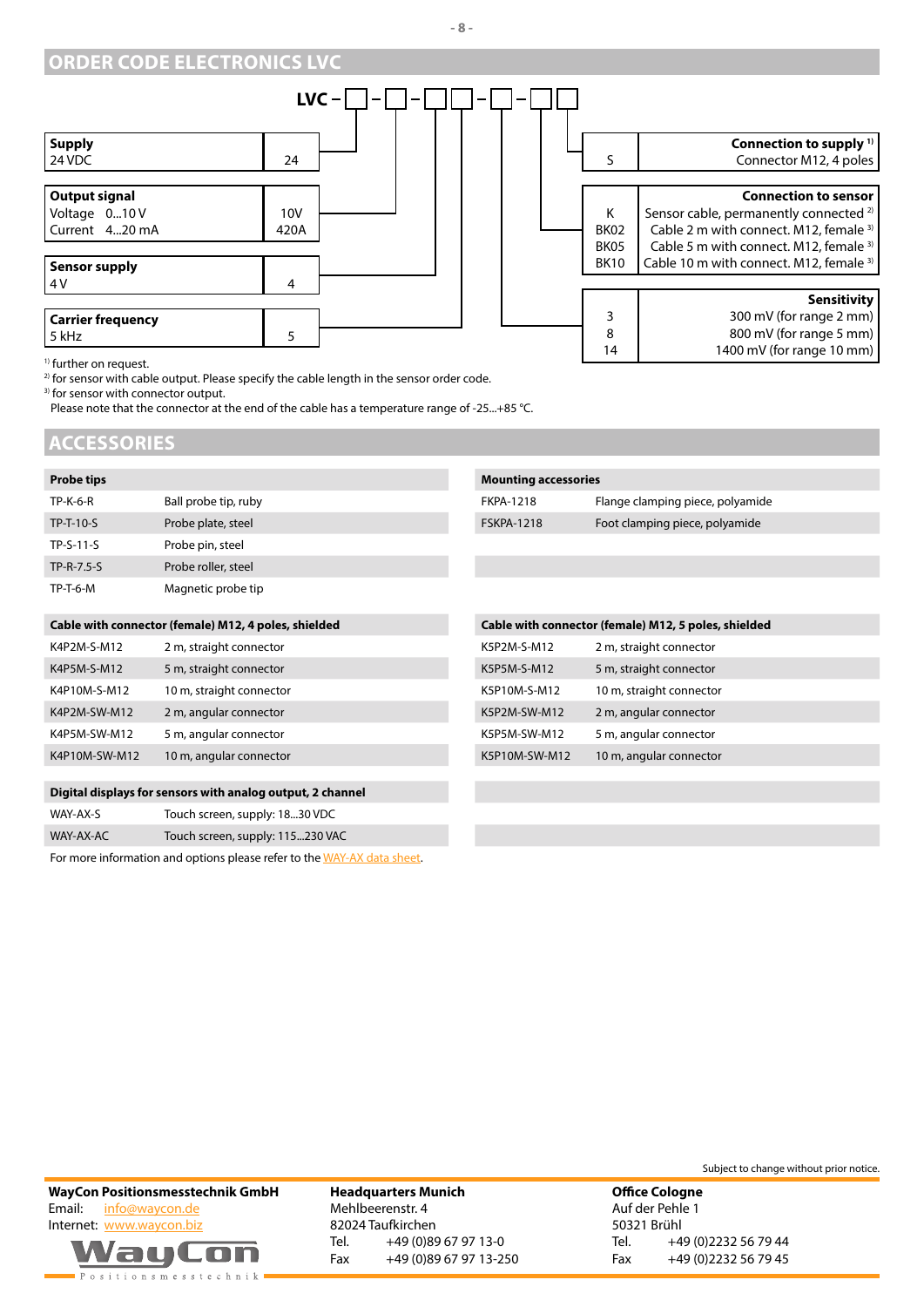## ORDER CODE ELECTRONICS LVC

LVC – □ – □ – □□ – □ – □□

| Supply | |
|---|---|
| 24 VDC | 24 |

| Output signal | |
|---|---|
| Voltage 0...10 V | 10V |
| Current 4...20 mA | 420A |

| Sensor supply | |
|---|---|
| 4 V | 4 |

| Carrier frequency | |
|---|---|
| 5 kHz | 5 |

| | Connection to supply [1] |
|---|---|
| S | Connector M12, 4 poles |

| | Connection to sensor |
|---|---|
| K | Sensor cable, permanently connected [2] |
| BK02 | Cable 2 m with connect. M12, female [3] |
| BK05 | Cable 5 m with connect. M12, female [3] |
| BK10 | Cable 10 m with connect. M12, female [3] |

| | Sensitivity |
|---|---|
| 3 | 300 mV (for range 2 mm) |
| 8 | 800 mV (for range 5 mm) |
| 14 | 1400 mV (for range 10 mm) |

[1] further on request.
[2] for sensor with cable output. Please specify the cable length in the sensor order code.
[3] for sensor with connector output.
Please note that the connector at the end of the cable has a temperature range of -25...+85 °C.

## ACCESSORIES

| Probe tips | |
|---|---|
| TP-K-6-R | Ball probe tip, ruby |
| TP-T-10-S | Probe plate, steel |
| TP-S-11-S | Probe pin, steel |
| TP-R-7.5-S | Probe roller, steel |
| TP-T-6-M | Magnetic probe tip |

| Mounting accessories | |
|---|---|
| FKPA-1218 | Flange clamping piece, polyamide |
| FSKPA-1218 | Foot clamping piece, polyamide |

| Cable with connector (female) M12, 4 poles, shielded | |
|---|---|
| K4P2M-S-M12 | 2 m, straight connector |
| K4P5M-S-M12 | 5 m, straight connector |
| K4P10M-S-M12 | 10 m, straight connector |
| K4P2M-SW-M12 | 2 m, angular connector |
| K4P5M-SW-M12 | 5 m, angular connector |
| K4P10M-SW-M12 | 10 m, angular connector |

| Cable with connector (female) M12, 5 poles, shielded | |
|---|---|
| K5P2M-S-M12 | 2 m, straight connector |
| K5P5M-S-M12 | 5 m, straight connector |
| K5P10M-S-M12 | 10 m, straight connector |
| K5P2M-SW-M12 | 2 m, angular connector |
| K5P5M-SW-M12 | 5 m, angular connector |
| K5P10M-SW-M12 | 10 m, angular connector |

| Digital displays for sensors with analog output, 2 channel | |
|---|---|
| WAY-AX-S | Touch screen, supply: 18...30 VDC |
| WAY-AX-AC | Touch screen, supply: 115...230 VAC |

For more information and options please refer to the WAY-AX data sheet.

Subject to change without prior notice.

**WayCon Positionsmesstechnik GmbH**
Email: info@waycon.de
Internet: www.waycon.biz

**Headquarters Munich**
Mehlbeerenstr. 4
82024 Taufkirchen
Tel. +49 (0)89 67 97 13-0
Fax +49 (0)89 67 97 13-250

**Office Cologne**
Auf der Pehle 1
50321 Brühl
Tel. +49 (0)2232 56 79 44
Fax +49 (0)2232 56 79 45